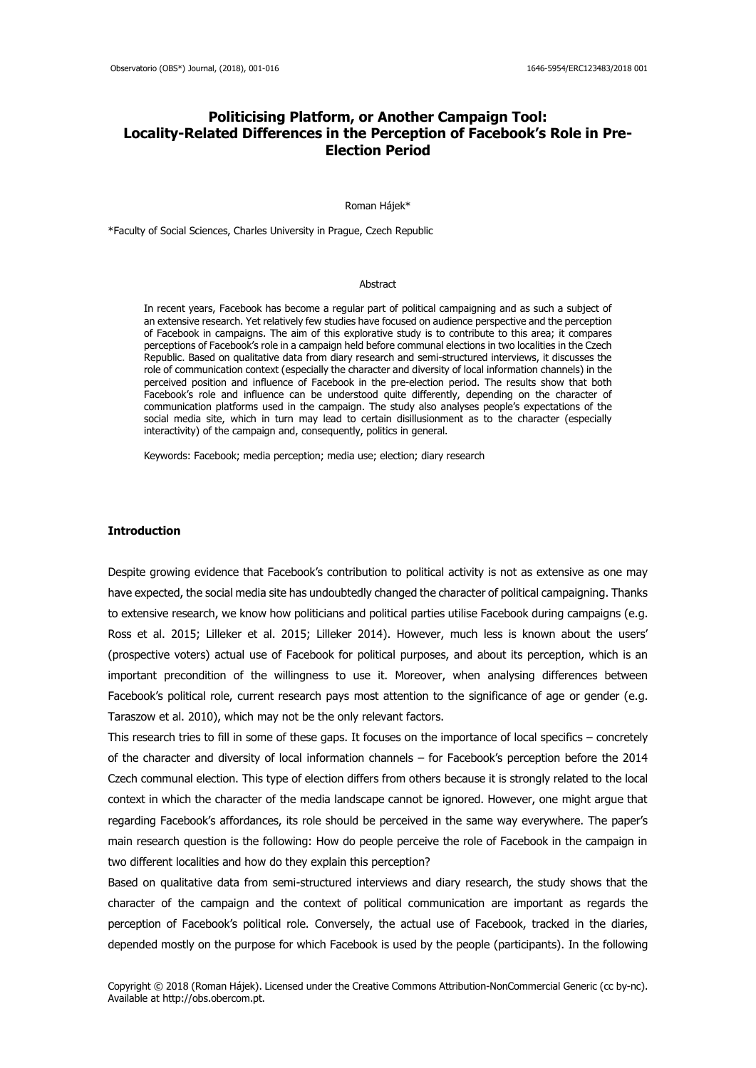# Politicising Platform, or Another Campaign Tool: Locality-Related Differences in the Perception of Facebook's Role in Pre-Election Period

Roman Hájek*

*Faculty of Social Sciences, Charles University in Prague, Czech Republic

## Abstract

In recent years, Facebook has become a regular part of political campaigning and as such a subject of an extensive research. Yet relatively few studies have focused on audience perspective and the perception of Facebook in campaigns. The aim of this explorative study is to contribute to this area; it compares perceptions of Facebook's role in a campaign held before communal elections in two localities in the Czech Republic. Based on qualitative data from diary research and semi-structured interviews, it discusses the role of communication context (especially the character and diversity of local information channels) in the perceived position and influence of Facebook in the pre-election period. The results show that both Facebook's role and influence can be understood quite differently, depending on the character of communication platforms used in the campaign. The study also analyses people's expectations of the social media site, which in turn may lead to certain disillusionment as to the character (especially interactivity) of the campaign and, consequently, politics in general.

Keywords: Facebook; media perception; media use; election; diary research

## Introduction

Despite growing evidence that Facebook's contribution to political activity is not as extensive as one may have expected, the social media site has undoubtedly changed the character of political campaigning. Thanks to extensive research, we know how politicians and political parties utilise Facebook during campaigns (e.g. Ross et al. 2015; Lilleker et al. 2015; Lilleker 2014). However, much less is known about the users' (prospective voters) actual use of Facebook for political purposes, and about its perception, which is an important precondition of the willingness to use it. Moreover, when analysing differences between Facebook's political role, current research pays most attention to the significance of age or gender (e.g. Taraszow et al. 2010), which may not be the only relevant factors.

This research tries to fill in some of these gaps. It focuses on the importance of local specifics – concretely of the character and diversity of local information channels – for Facebook's perception before the 2014 Czech communal election. This type of election differs from others because it is strongly related to the local context in which the character of the media landscape cannot be ignored. However, one might argue that regarding Facebook's affordances, its role should be perceived in the same way everywhere. The paper's main research question is the following: How do people perceive the role of Facebook in the campaign in two different localities and how do they explain this perception?

Based on qualitative data from semi-structured interviews and diary research, the study shows that the character of the campaign and the context of political communication are important as regards the perception of Facebook's political role. Conversely, the actual use of Facebook, tracked in the diaries, depended mostly on the purpose for which Facebook is used by the people (participants). In the following

Copyright © 2018 (Roman Hájek). Licensed under the Creative Commons Attribution-NonCommercial Generic (cc by-nc). Available at http://obs.obercom.pt.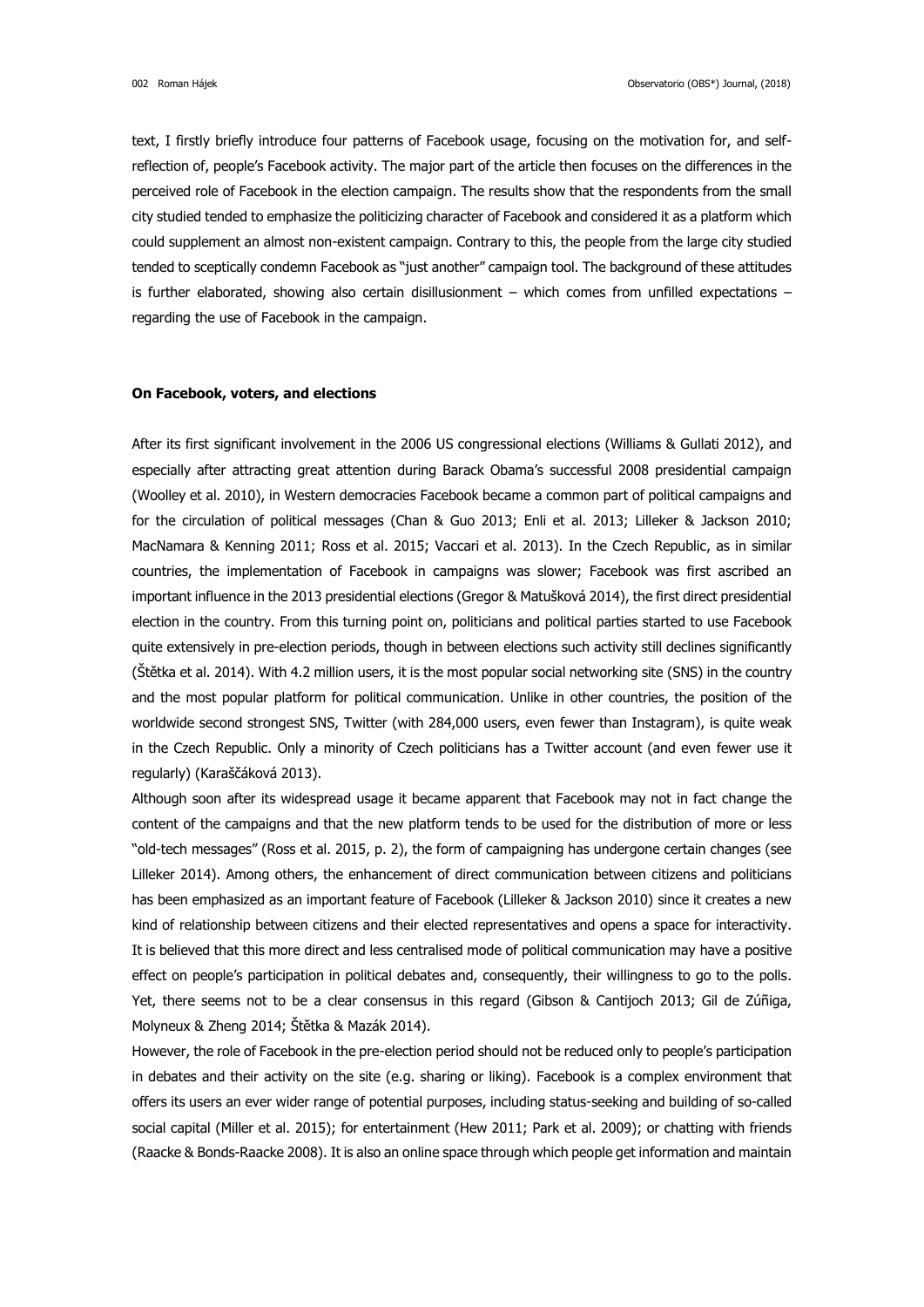text, I firstly briefly introduce four patterns of Facebook usage, focusing on the motivation for, and self-reflection of, people's Facebook activity. The major part of the article then focuses on the differences in the perceived role of Facebook in the election campaign. The results show that the respondents from the small city studied tended to emphasize the politicizing character of Facebook and considered it as a platform which could supplement an almost non-existent campaign. Contrary to this, the people from the large city studied tended to sceptically condemn Facebook as "just another" campaign tool. The background of these attitudes is further elaborated, showing also certain disillusionment – which comes from unfilled expectations – regarding the use of Facebook in the campaign.

## On Facebook, voters, and elections

After its first significant involvement in the 2006 US congressional elections (Williams & Gullati 2012), and especially after attracting great attention during Barack Obama's successful 2008 presidential campaign (Woolley et al. 2010), in Western democracies Facebook became a common part of political campaigns and for the circulation of political messages (Chan & Guo 2013; Enli et al. 2013; Lilleker & Jackson 2010; MacNamara & Kenning 2011; Ross et al. 2015; Vaccari et al. 2013). In the Czech Republic, as in similar countries, the implementation of Facebook in campaigns was slower; Facebook was first ascribed an important influence in the 2013 presidential elections (Gregor & Matušková 2014), the first direct presidential election in the country. From this turning point on, politicians and political parties started to use Facebook quite extensively in pre-election periods, though in between elections such activity still declines significantly (Štětka et al. 2014). With 4.2 million users, it is the most popular social networking site (SNS) in the country and the most popular platform for political communication. Unlike in other countries, the position of the worldwide second strongest SNS, Twitter (with 284,000 users, even fewer than Instagram), is quite weak in the Czech Republic. Only a minority of Czech politicians has a Twitter account (and even fewer use it regularly) (Karaščáková 2013).

Although soon after its widespread usage it became apparent that Facebook may not in fact change the content of the campaigns and that the new platform tends to be used for the distribution of more or less "old-tech messages" (Ross et al. 2015, p. 2), the form of campaigning has undergone certain changes (see Lilleker 2014). Among others, the enhancement of direct communication between citizens and politicians has been emphasized as an important feature of Facebook (Lilleker & Jackson 2010) since it creates a new kind of relationship between citizens and their elected representatives and opens a space for interactivity. It is believed that this more direct and less centralised mode of political communication may have a positive effect on people's participation in political debates and, consequently, their willingness to go to the polls. Yet, there seems not to be a clear consensus in this regard (Gibson & Cantijoch 2013; Gil de Zúñiga, Molyneux & Zheng 2014; Štětka & Mazák 2014).

However, the role of Facebook in the pre-election period should not be reduced only to people's participation in debates and their activity on the site (e.g. sharing or liking). Facebook is a complex environment that offers its users an ever wider range of potential purposes, including status-seeking and building of so-called social capital (Miller et al. 2015); for entertainment (Hew 2011; Park et al. 2009); or chatting with friends (Raacke & Bonds-Raacke 2008). It is also an online space through which people get information and maintain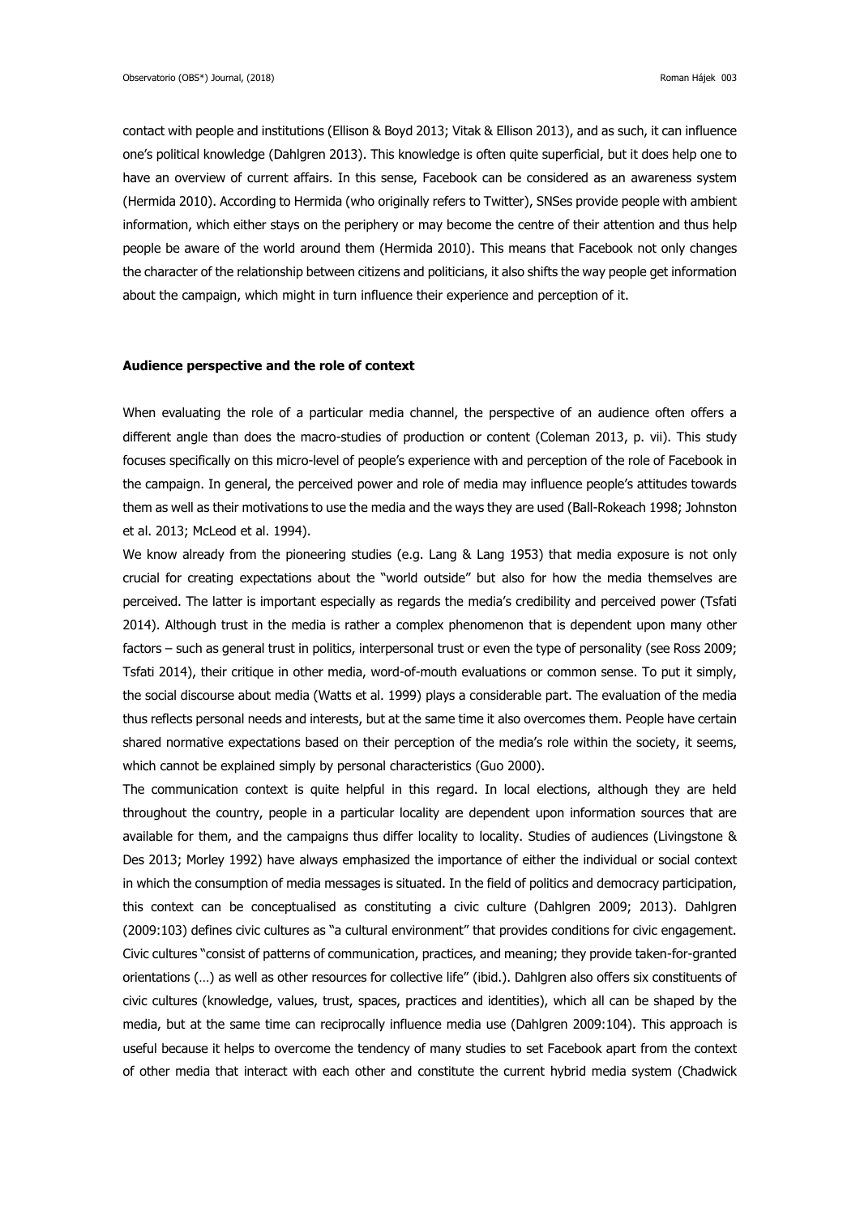contact with people and institutions (Ellison & Boyd 2013; Vitak & Ellison 2013), and as such, it can influence one's political knowledge (Dahlgren 2013). This knowledge is often quite superficial, but it does help one to have an overview of current affairs. In this sense, Facebook can be considered as an awareness system (Hermida 2010). According to Hermida (who originally refers to Twitter), SNSes provide people with ambient information, which either stays on the periphery or may become the centre of their attention and thus help people be aware of the world around them (Hermida 2010). This means that Facebook not only changes the character of the relationship between citizens and politicians, it also shifts the way people get information about the campaign, which might in turn influence their experience and perception of it.

**Audience perspective and the role of context**

When evaluating the role of a particular media channel, the perspective of an audience often offers a different angle than does the macro-studies of production or content (Coleman 2013, p. vii). This study focuses specifically on this micro-level of people's experience with and perception of the role of Facebook in the campaign. In general, the perceived power and role of media may influence people's attitudes towards them as well as their motivations to use the media and the ways they are used (Ball-Rokeach 1998; Johnston et al. 2013; McLeod et al. 1994).

We know already from the pioneering studies (e.g. Lang & Lang 1953) that media exposure is not only crucial for creating expectations about the "world outside" but also for how the media themselves are perceived. The latter is important especially as regards the media's credibility and perceived power (Tsfati 2014). Although trust in the media is rather a complex phenomenon that is dependent upon many other factors – such as general trust in politics, interpersonal trust or even the type of personality (see Ross 2009; Tsfati 2014), their critique in other media, word-of-mouth evaluations or common sense. To put it simply, the social discourse about media (Watts et al. 1999) plays a considerable part. The evaluation of the media thus reflects personal needs and interests, but at the same time it also overcomes them. People have certain shared normative expectations based on their perception of the media's role within the society, it seems, which cannot be explained simply by personal characteristics (Guo 2000).

The communication context is quite helpful in this regard. In local elections, although they are held throughout the country, people in a particular locality are dependent upon information sources that are available for them, and the campaigns thus differ locality to locality. Studies of audiences (Livingstone & Des 2013; Morley 1992) have always emphasized the importance of either the individual or social context in which the consumption of media messages is situated. In the field of politics and democracy participation, this context can be conceptualised as constituting a civic culture (Dahlgren 2009; 2013). Dahlgren (2009:103) defines civic cultures as "a cultural environment" that provides conditions for civic engagement. Civic cultures "consist of patterns of communication, practices, and meaning; they provide taken-for-granted orientations (…) as well as other resources for collective life" (ibid.). Dahlgren also offers six constituents of civic cultures (knowledge, values, trust, spaces, practices and identities), which all can be shaped by the media, but at the same time can reciprocally influence media use (Dahlgren 2009:104). This approach is useful because it helps to overcome the tendency of many studies to set Facebook apart from the context of other media that interact with each other and constitute the current hybrid media system (Chadwick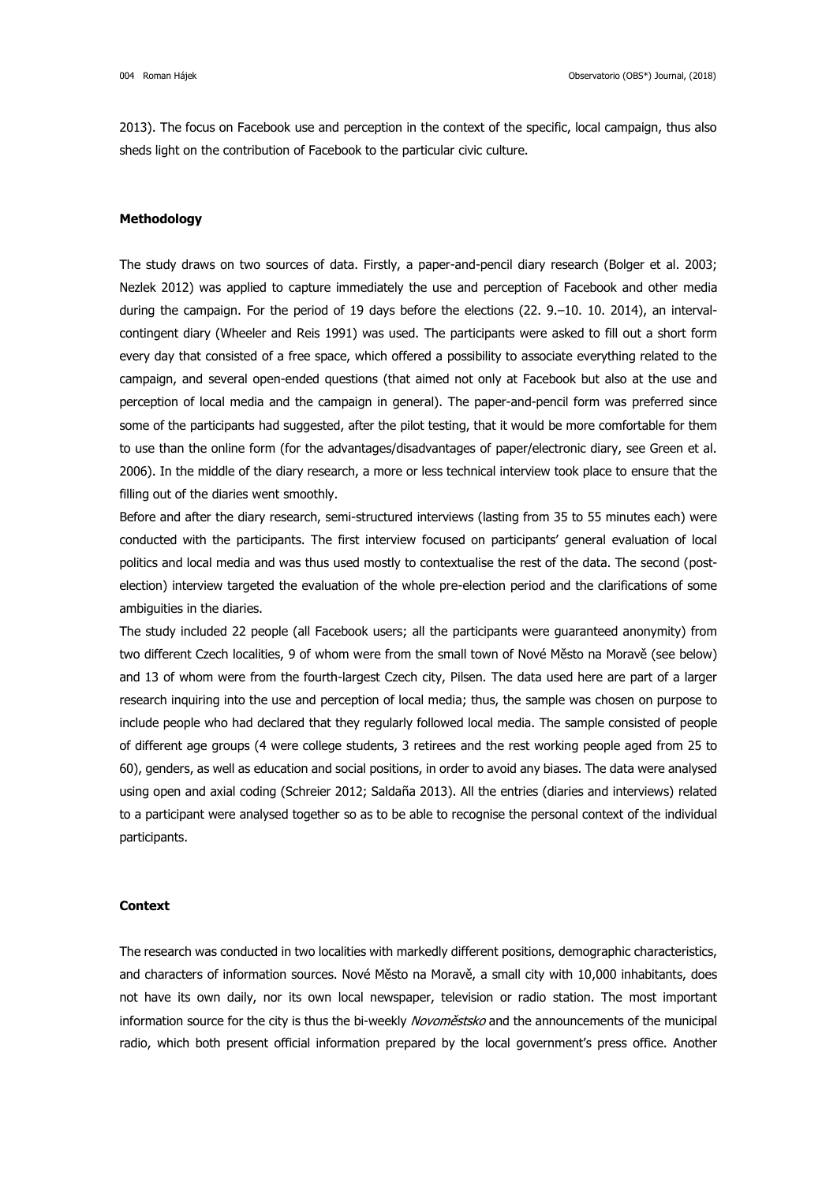2013). The focus on Facebook use and perception in the context of the specific, local campaign, thus also sheds light on the contribution of Facebook to the particular civic culture.

## Methodology

The study draws on two sources of data. Firstly, a paper-and-pencil diary research (Bolger et al. 2003; Nezlek 2012) was applied to capture immediately the use and perception of Facebook and other media during the campaign. For the period of 19 days before the elections (22. 9.–10. 10. 2014), an interval-contingent diary (Wheeler and Reis 1991) was used. The participants were asked to fill out a short form every day that consisted of a free space, which offered a possibility to associate everything related to the campaign, and several open-ended questions (that aimed not only at Facebook but also at the use and perception of local media and the campaign in general). The paper-and-pencil form was preferred since some of the participants had suggested, after the pilot testing, that it would be more comfortable for them to use than the online form (for the advantages/disadvantages of paper/electronic diary, see Green et al. 2006). In the middle of the diary research, a more or less technical interview took place to ensure that the filling out of the diaries went smoothly.

Before and after the diary research, semi-structured interviews (lasting from 35 to 55 minutes each) were conducted with the participants. The first interview focused on participants' general evaluation of local politics and local media and was thus used mostly to contextualise the rest of the data. The second (post-election) interview targeted the evaluation of the whole pre-election period and the clarifications of some ambiguities in the diaries.

The study included 22 people (all Facebook users; all the participants were guaranteed anonymity) from two different Czech localities, 9 of whom were from the small town of Nové Město na Moravě (see below) and 13 of whom were from the fourth-largest Czech city, Pilsen. The data used here are part of a larger research inquiring into the use and perception of local media; thus, the sample was chosen on purpose to include people who had declared that they regularly followed local media. The sample consisted of people of different age groups (4 were college students, 3 retirees and the rest working people aged from 25 to 60), genders, as well as education and social positions, in order to avoid any biases. The data were analysed using open and axial coding (Schreier 2012; Saldaña 2013). All the entries (diaries and interviews) related to a participant were analysed together so as to be able to recognise the personal context of the individual participants.

## Context

The research was conducted in two localities with markedly different positions, demographic characteristics, and characters of information sources. Nové Město na Moravě, a small city with 10,000 inhabitants, does not have its own daily, nor its own local newspaper, television or radio station. The most important information source for the city is thus the bi-weekly *Novoměstsko* and the announcements of the municipal radio, which both present official information prepared by the local government's press office. Another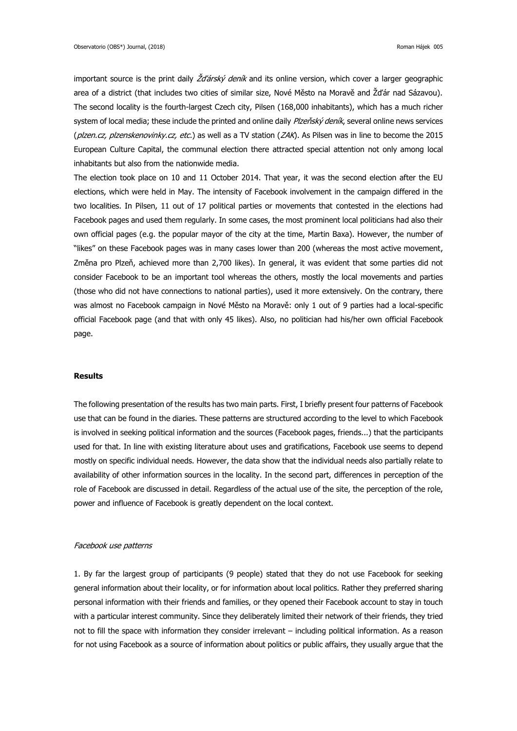important source is the print daily *Žďárský deník* and its online version, which cover a larger geographic area of a district (that includes two cities of similar size, Nové Město na Moravě and Žďár nad Sázavou). The second locality is the fourth-largest Czech city, Pilsen (168,000 inhabitants), which has a much richer system of local media; these include the printed and online daily *Plzeňský deník*, several online news services (*plzen.cz, plzenskenovinky.cz, etc.*) as well as a TV station (*ZAK*). As Pilsen was in line to become the 2015 European Culture Capital, the communal election there attracted special attention not only among local inhabitants but also from the nationwide media.

The election took place on 10 and 11 October 2014. That year, it was the second election after the EU elections, which were held in May. The intensity of Facebook involvement in the campaign differed in the two localities. In Pilsen, 11 out of 17 political parties or movements that contested in the elections had Facebook pages and used them regularly. In some cases, the most prominent local politicians had also their own official pages (e.g. the popular mayor of the city at the time, Martin Baxa). However, the number of "likes" on these Facebook pages was in many cases lower than 200 (whereas the most active movement, Změna pro Plzeň, achieved more than 2,700 likes). In general, it was evident that some parties did not consider Facebook to be an important tool whereas the others, mostly the local movements and parties (those who did not have connections to national parties), used it more extensively. On the contrary, there was almost no Facebook campaign in Nové Město na Moravě: only 1 out of 9 parties had a local-specific official Facebook page (and that with only 45 likes). Also, no politician had his/her own official Facebook page.

## Results

The following presentation of the results has two main parts. First, I briefly present four patterns of Facebook use that can be found in the diaries. These patterns are structured according to the level to which Facebook is involved in seeking political information and the sources (Facebook pages, friends...) that the participants used for that. In line with existing literature about uses and gratifications, Facebook use seems to depend mostly on specific individual needs. However, the data show that the individual needs also partially relate to availability of other information sources in the locality. In the second part, differences in perception of the role of Facebook are discussed in detail. Regardless of the actual use of the site, the perception of the role, power and influence of Facebook is greatly dependent on the local context.

### *Facebook use patterns*

1. By far the largest group of participants (9 people) stated that they do not use Facebook for seeking general information about their locality, or for information about local politics. Rather they preferred sharing personal information with their friends and families, or they opened their Facebook account to stay in touch with a particular interest community. Since they deliberately limited their network of their friends, they tried not to fill the space with information they consider irrelevant – including political information. As a reason for not using Facebook as a source of information about politics or public affairs, they usually argue that the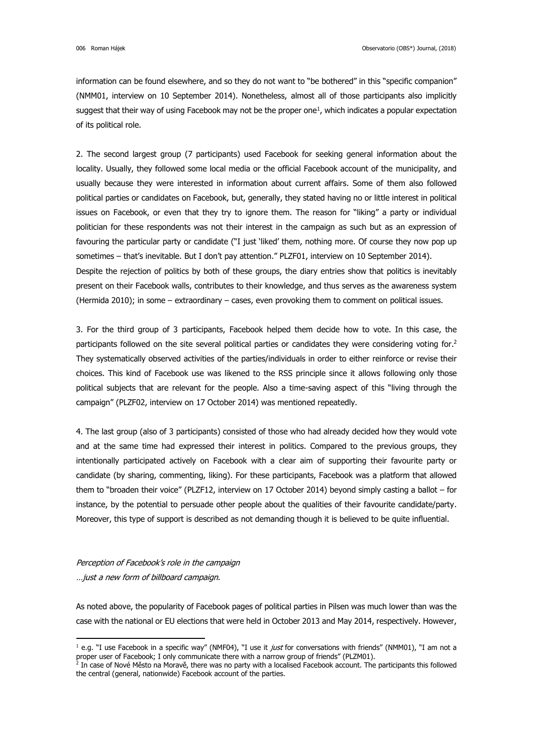information can be found elsewhere, and so they do not want to "be bothered" in this "specific companion" (NMM01, interview on 10 September 2014). Nonetheless, almost all of those participants also implicitly suggest that their way of using Facebook may not be the proper one[1], which indicates a popular expectation of its political role.

2. The second largest group (7 participants) used Facebook for seeking general information about the locality. Usually, they followed some local media or the official Facebook account of the municipality, and usually because they were interested in information about current affairs. Some of them also followed political parties or candidates on Facebook, but, generally, they stated having no or little interest in political issues on Facebook, or even that they try to ignore them. The reason for "liking" a party or individual politician for these respondents was not their interest in the campaign as such but as an expression of favouring the particular party or candidate ("I just 'liked' them, nothing more. Of course they now pop up sometimes – that's inevitable. But I don't pay attention." PLZF01, interview on 10 September 2014).

Despite the rejection of politics by both of these groups, the diary entries show that politics is inevitably present on their Facebook walls, contributes to their knowledge, and thus serves as the awareness system (Hermida 2010); in some – extraordinary – cases, even provoking them to comment on political issues.

3. For the third group of 3 participants, Facebook helped them decide how to vote. In this case, the participants followed on the site several political parties or candidates they were considering voting for.[2] They systematically observed activities of the parties/individuals in order to either reinforce or revise their choices. This kind of Facebook use was likened to the RSS principle since it allows following only those political subjects that are relevant for the people. Also a time-saving aspect of this "living through the campaign" (PLZF02, interview on 17 October 2014) was mentioned repeatedly.

4. The last group (also of 3 participants) consisted of those who had already decided how they would vote and at the same time had expressed their interest in politics. Compared to the previous groups, they intentionally participated actively on Facebook with a clear aim of supporting their favourite party or candidate (by sharing, commenting, liking). For these participants, Facebook was a platform that allowed them to "broaden their voice" (PLZF12, interview on 17 October 2014) beyond simply casting a ballot – for instance, by the potential to persuade other people about the qualities of their favourite candidate/party. Moreover, this type of support is described as not demanding though it is believed to be quite influential.

*Perception of Facebook's role in the campaign*

*…just a new form of billboard campaign.*

As noted above, the popularity of Facebook pages of political parties in Pilsen was much lower than was the case with the national or EU elections that were held in October 2013 and May 2014, respectively. However,

---

[1] e.g. "I use Facebook in a specific way" (NMF04), "I use it *just* for conversations with friends" (NMM01), "I am not a proper user of Facebook; I only communicate there with a narrow group of friends" (PLZM01).

[2] In case of Nové Město na Moravě, there was no party with a localised Facebook account. The participants this followed the central (general, nationwide) Facebook account of the parties.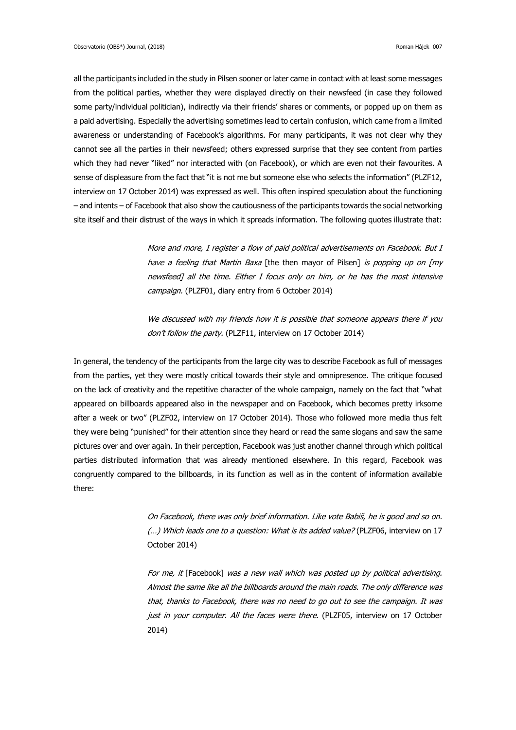all the participants included in the study in Pilsen sooner or later came in contact with at least some messages from the political parties, whether they were displayed directly on their newsfeed (in case they followed some party/individual politician), indirectly via their friends' shares or comments, or popped up on them as a paid advertising. Especially the advertising sometimes lead to certain confusion, which came from a limited awareness or understanding of Facebook's algorithms. For many participants, it was not clear why they cannot see all the parties in their newsfeed; others expressed surprise that they see content from parties which they had never "liked" nor interacted with (on Facebook), or which are even not their favourites. A sense of displeasure from the fact that "it is not me but someone else who selects the information" (PLZF12, interview on 17 October 2014) was expressed as well. This often inspired speculation about the functioning – and intents – of Facebook that also show the cautiousness of the participants towards the social networking site itself and their distrust of the ways in which it spreads information. The following quotes illustrate that:

> *More and more, I register a flow of paid political advertisements on Facebook. But I have a feeling that Martin Baxa* [the then mayor of Pilsen] *is popping up on [my newsfeed] all the time. Either I focus only on him, or he has the most intensive campaign.* (PLZF01, diary entry from 6 October 2014)

> *We discussed with my friends how it is possible that someone appears there if you don't follow the party.* (PLZF11, interview on 17 October 2014)

In general, the tendency of the participants from the large city was to describe Facebook as full of messages from the parties, yet they were mostly critical towards their style and omnipresence. The critique focused on the lack of creativity and the repetitive character of the whole campaign, namely on the fact that "what appeared on billboards appeared also in the newspaper and on Facebook, which becomes pretty irksome after a week or two" (PLZF02, interview on 17 October 2014). Those who followed more media thus felt they were being "punished" for their attention since they heard or read the same slogans and saw the same pictures over and over again. In their perception, Facebook was just another channel through which political parties distributed information that was already mentioned elsewhere. In this regard, Facebook was congruently compared to the billboards, in its function as well as in the content of information available there:

> *On Facebook, there was only brief information. Like vote Babiš, he is good and so on. (…) Which leads one to a question: What is its added value?* (PLZF06, interview on 17 October 2014)

> *For me, it* [Facebook] *was a new wall which was posted up by political advertising. Almost the same like all the billboards around the main roads. The only difference was that, thanks to Facebook, there was no need to go out to see the campaign. It was just in your computer. All the faces were there.* (PLZF05, interview on 17 October 2014)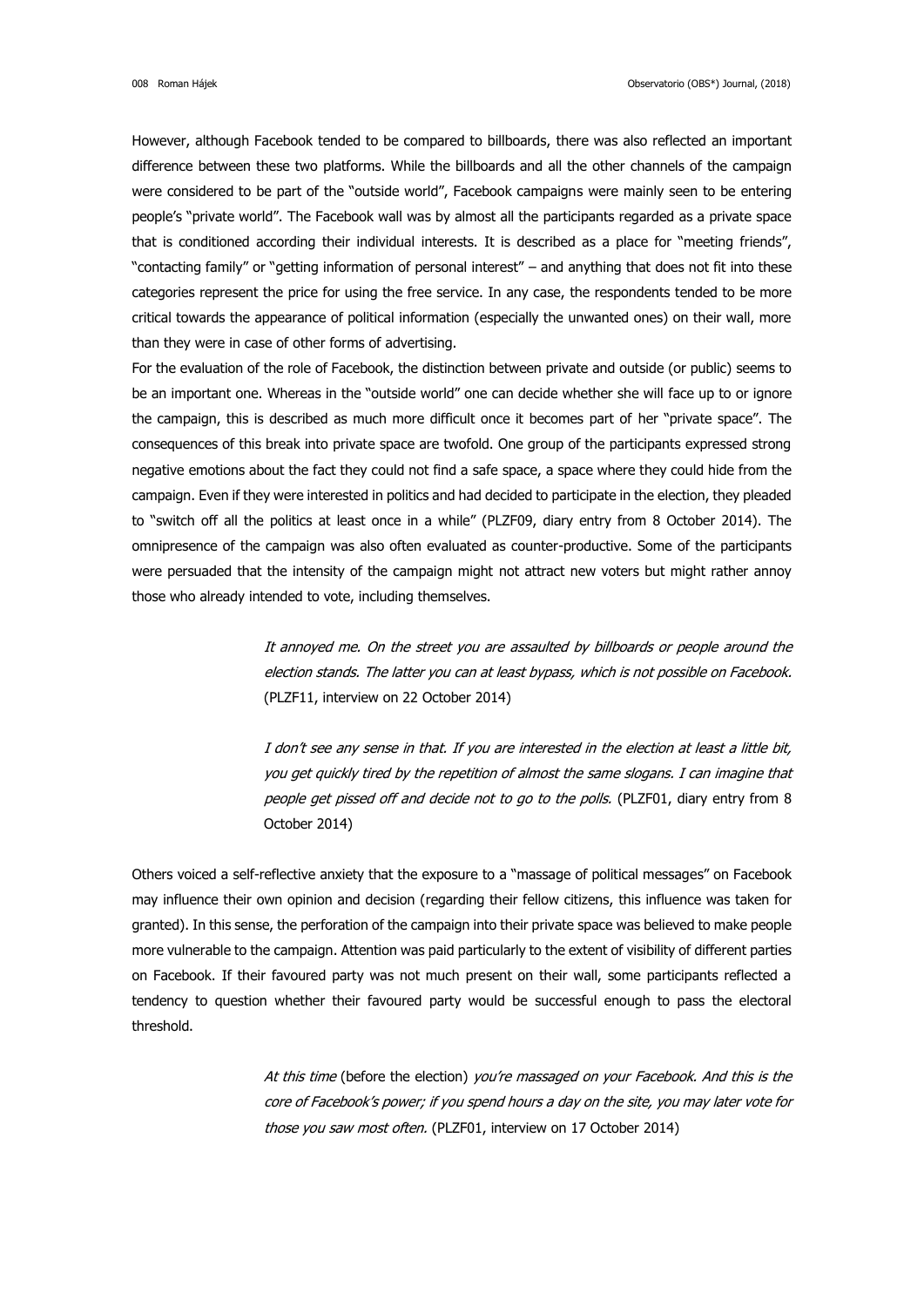However, although Facebook tended to be compared to billboards, there was also reflected an important difference between these two platforms. While the billboards and all the other channels of the campaign were considered to be part of the "outside world", Facebook campaigns were mainly seen to be entering people's "private world". The Facebook wall was by almost all the participants regarded as a private space that is conditioned according their individual interests. It is described as a place for "meeting friends", "contacting family" or "getting information of personal interest" – and anything that does not fit into these categories represent the price for using the free service. In any case, the respondents tended to be more critical towards the appearance of political information (especially the unwanted ones) on their wall, more than they were in case of other forms of advertising.

For the evaluation of the role of Facebook, the distinction between private and outside (or public) seems to be an important one. Whereas in the "outside world" one can decide whether she will face up to or ignore the campaign, this is described as much more difficult once it becomes part of her "private space". The consequences of this break into private space are twofold. One group of the participants expressed strong negative emotions about the fact they could not find a safe space, a space where they could hide from the campaign. Even if they were interested in politics and had decided to participate in the election, they pleaded to "switch off all the politics at least once in a while" (PLZF09, diary entry from 8 October 2014). The omnipresence of the campaign was also often evaluated as counter-productive. Some of the participants were persuaded that the intensity of the campaign might not attract new voters but might rather annoy those who already intended to vote, including themselves.

> *It annoyed me. On the street you are assaulted by billboards or people around the election stands. The latter you can at least bypass, which is not possible on Facebook.* (PLZF11, interview on 22 October 2014)

> *I don't see any sense in that. If you are interested in the election at least a little bit, you get quickly tired by the repetition of almost the same slogans. I can imagine that people get pissed off and decide not to go to the polls.* (PLZF01, diary entry from 8 October 2014)

Others voiced a self-reflective anxiety that the exposure to a "massage of political messages" on Facebook may influence their own opinion and decision (regarding their fellow citizens, this influence was taken for granted). In this sense, the perforation of the campaign into their private space was believed to make people more vulnerable to the campaign. Attention was paid particularly to the extent of visibility of different parties on Facebook. If their favoured party was not much present on their wall, some participants reflected a tendency to question whether their favoured party would be successful enough to pass the electoral threshold.

> *At this time* (before the election) *you're massaged on your Facebook. And this is the core of Facebook's power; if you spend hours a day on the site, you may later vote for those you saw most often.* (PLZF01, interview on 17 October 2014)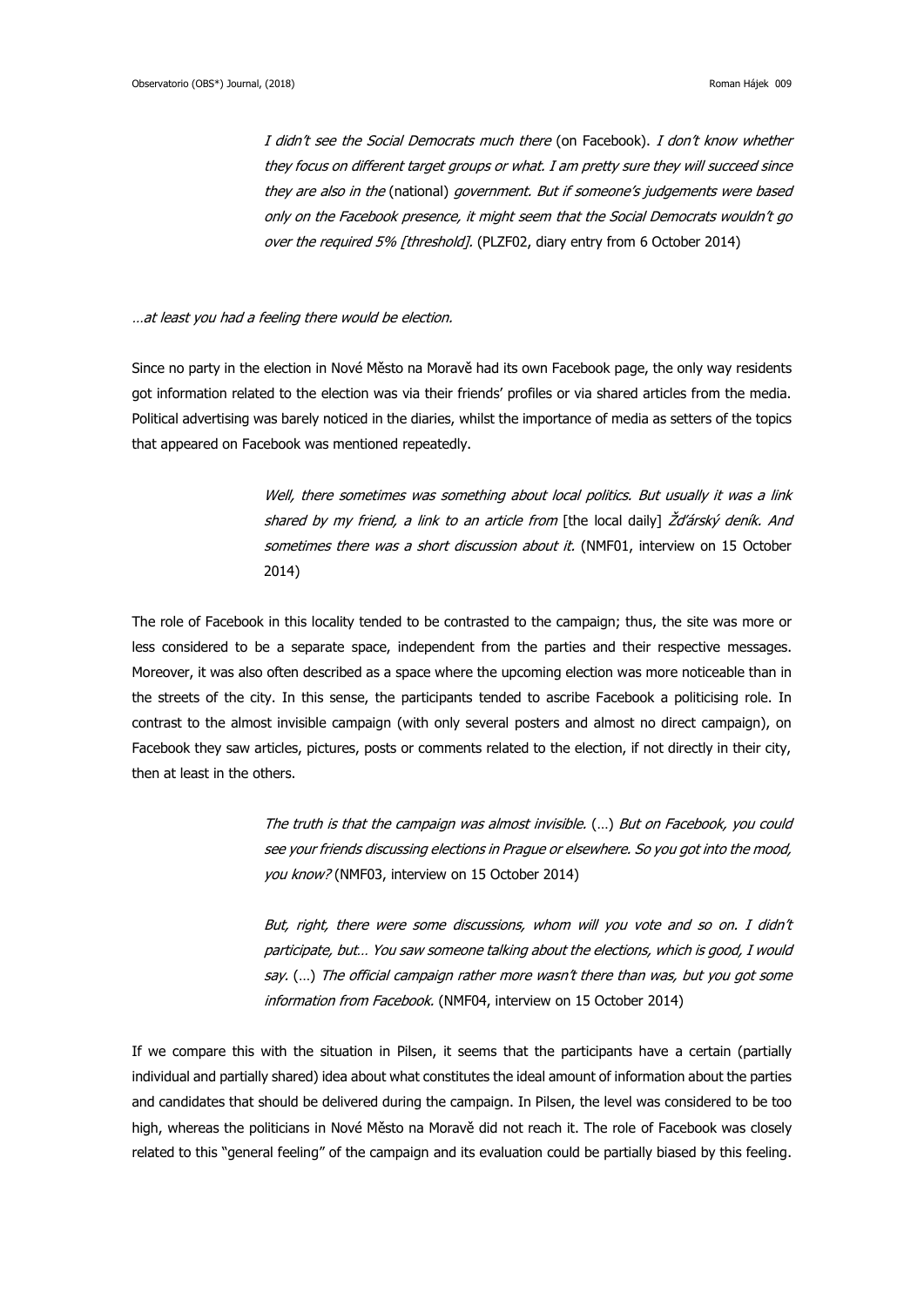> *I didn't see the Social Democrats much there* (on Facebook). *I don't know whether they focus on different target groups or what. I am pretty sure they will succeed since they are also in the* (national) *government. But if someone's judgements were based only on the Facebook presence, it might seem that the Social Democrats wouldn't go over the required 5% [threshold].* (PLZF02, diary entry from 6 October 2014)

*…at least you had a feeling there would be election.*

Since no party in the election in Nové Město na Moravě had its own Facebook page, the only way residents got information related to the election was via their friends' profiles or via shared articles from the media. Political advertising was barely noticed in the diaries, whilst the importance of media as setters of the topics that appeared on Facebook was mentioned repeatedly.

> *Well, there sometimes was something about local politics. But usually it was a link shared by my friend, a link to an article from* [the local daily] *Žďárský deník. And sometimes there was a short discussion about it.* (NMF01, interview on 15 October 2014)

The role of Facebook in this locality tended to be contrasted to the campaign; thus, the site was more or less considered to be a separate space, independent from the parties and their respective messages. Moreover, it was also often described as a space where the upcoming election was more noticeable than in the streets of the city. In this sense, the participants tended to ascribe Facebook a politicising role. In contrast to the almost invisible campaign (with only several posters and almost no direct campaign), on Facebook they saw articles, pictures, posts or comments related to the election, if not directly in their city, then at least in the others.

> *The truth is that the campaign was almost invisible.* (…) *But on Facebook, you could see your friends discussing elections in Prague or elsewhere. So you got into the mood, you know?* (NMF03, interview on 15 October 2014)

> *But, right, there were some discussions, whom will you vote and so on. I didn't participate, but… You saw someone talking about the elections, which is good, I would say.* (…) *The official campaign rather more wasn't there than was, but you got some information from Facebook.* (NMF04, interview on 15 October 2014)

If we compare this with the situation in Pilsen, it seems that the participants have a certain (partially individual and partially shared) idea about what constitutes the ideal amount of information about the parties and candidates that should be delivered during the campaign. In Pilsen, the level was considered to be too high, whereas the politicians in Nové Město na Moravě did not reach it. The role of Facebook was closely related to this "general feeling" of the campaign and its evaluation could be partially biased by this feeling.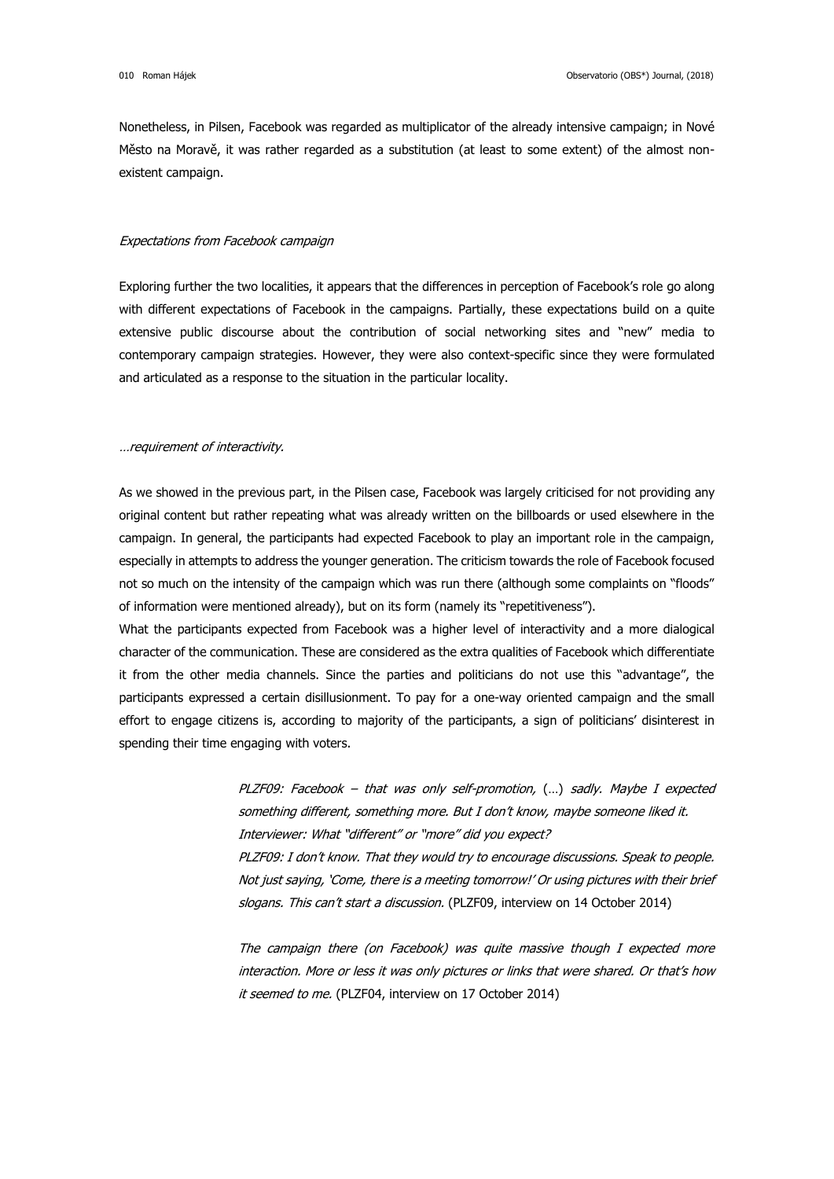Nonetheless, in Pilsen, Facebook was regarded as multiplicator of the already intensive campaign; in Nové Město na Moravě, it was rather regarded as a substitution (at least to some extent) of the almost non-existent campaign.

*Expectations from Facebook campaign*

Exploring further the two localities, it appears that the differences in perception of Facebook's role go along with different expectations of Facebook in the campaigns. Partially, these expectations build on a quite extensive public discourse about the contribution of social networking sites and "new" media to contemporary campaign strategies. However, they were also context-specific since they were formulated and articulated as a response to the situation in the particular locality.

*…requirement of interactivity.*

As we showed in the previous part, in the Pilsen case, Facebook was largely criticised for not providing any original content but rather repeating what was already written on the billboards or used elsewhere in the campaign. In general, the participants had expected Facebook to play an important role in the campaign, especially in attempts to address the younger generation. The criticism towards the role of Facebook focused not so much on the intensity of the campaign which was run there (although some complaints on "floods" of information were mentioned already), but on its form (namely its "repetitiveness").

What the participants expected from Facebook was a higher level of interactivity and a more dialogical character of the communication. These are considered as the extra qualities of Facebook which differentiate it from the other media channels. Since the parties and politicians do not use this "advantage", the participants expressed a certain disillusionment. To pay for a one-way oriented campaign and the small effort to engage citizens is, according to majority of the participants, a sign of politicians' disinterest in spending their time engaging with voters.

> *PLZF09: Facebook – that was only self-promotion,* (…) *sadly. Maybe I expected something different, something more. But I don't know, maybe someone liked it.*
> *Interviewer: What "different" or "more" did you expect?*
> *PLZF09: I don't know. That they would try to encourage discussions. Speak to people. Not just saying, 'Come, there is a meeting tomorrow!' Or using pictures with their brief slogans. This can't start a discussion.* (PLZF09, interview on 14 October 2014)

> *The campaign there (on Facebook) was quite massive though I expected more interaction. More or less it was only pictures or links that were shared. Or that's how it seemed to me.* (PLZF04, interview on 17 October 2014)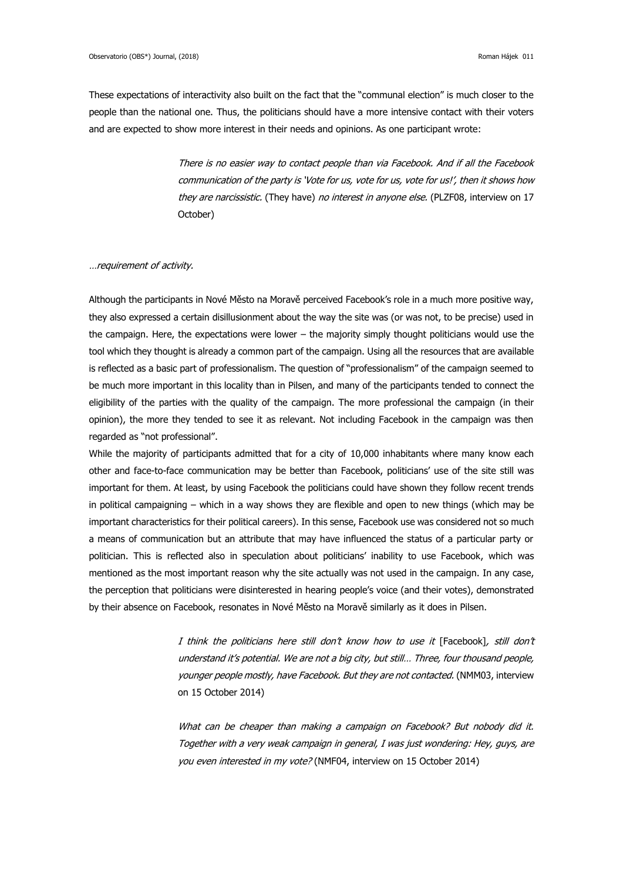These expectations of interactivity also built on the fact that the "communal election" is much closer to the people than the national one. Thus, the politicians should have a more intensive contact with their voters and are expected to show more interest in their needs and opinions. As one participant wrote:

> *There is no easier way to contact people than via Facebook. And if all the Facebook communication of the party is 'Vote for us, vote for us, vote for us!', then it shows how they are narcissistic.* (They have) *no interest in anyone else.* (PLZF08, interview on 17 October)

*…requirement of activity.*

Although the participants in Nové Město na Moravě perceived Facebook's role in a much more positive way, they also expressed a certain disillusionment about the way the site was (or was not, to be precise) used in the campaign. Here, the expectations were lower – the majority simply thought politicians would use the tool which they thought is already a common part of the campaign. Using all the resources that are available is reflected as a basic part of professionalism. The question of "professionalism" of the campaign seemed to be much more important in this locality than in Pilsen, and many of the participants tended to connect the eligibility of the parties with the quality of the campaign. The more professional the campaign (in their opinion), the more they tended to see it as relevant. Not including Facebook in the campaign was then regarded as "not professional".

While the majority of participants admitted that for a city of 10,000 inhabitants where many know each other and face-to-face communication may be better than Facebook, politicians' use of the site still was important for them. At least, by using Facebook the politicians could have shown they follow recent trends in political campaigning – which in a way shows they are flexible and open to new things (which may be important characteristics for their political careers). In this sense, Facebook use was considered not so much a means of communication but an attribute that may have influenced the status of a particular party or politician. This is reflected also in speculation about politicians' inability to use Facebook, which was mentioned as the most important reason why the site actually was not used in the campaign. In any case, the perception that politicians were disinterested in hearing people's voice (and their votes), demonstrated by their absence on Facebook, resonates in Nové Město na Moravě similarly as it does in Pilsen.

> *I think the politicians here still don't know how to use it* [Facebook]*, still don't understand it's potential. We are not a big city, but still… Three, four thousand people, younger people mostly, have Facebook. But they are not contacted.* (NMM03, interview on 15 October 2014)

> *What can be cheaper than making a campaign on Facebook? But nobody did it. Together with a very weak campaign in general, I was just wondering: Hey, guys, are you even interested in my vote?* (NMF04, interview on 15 October 2014)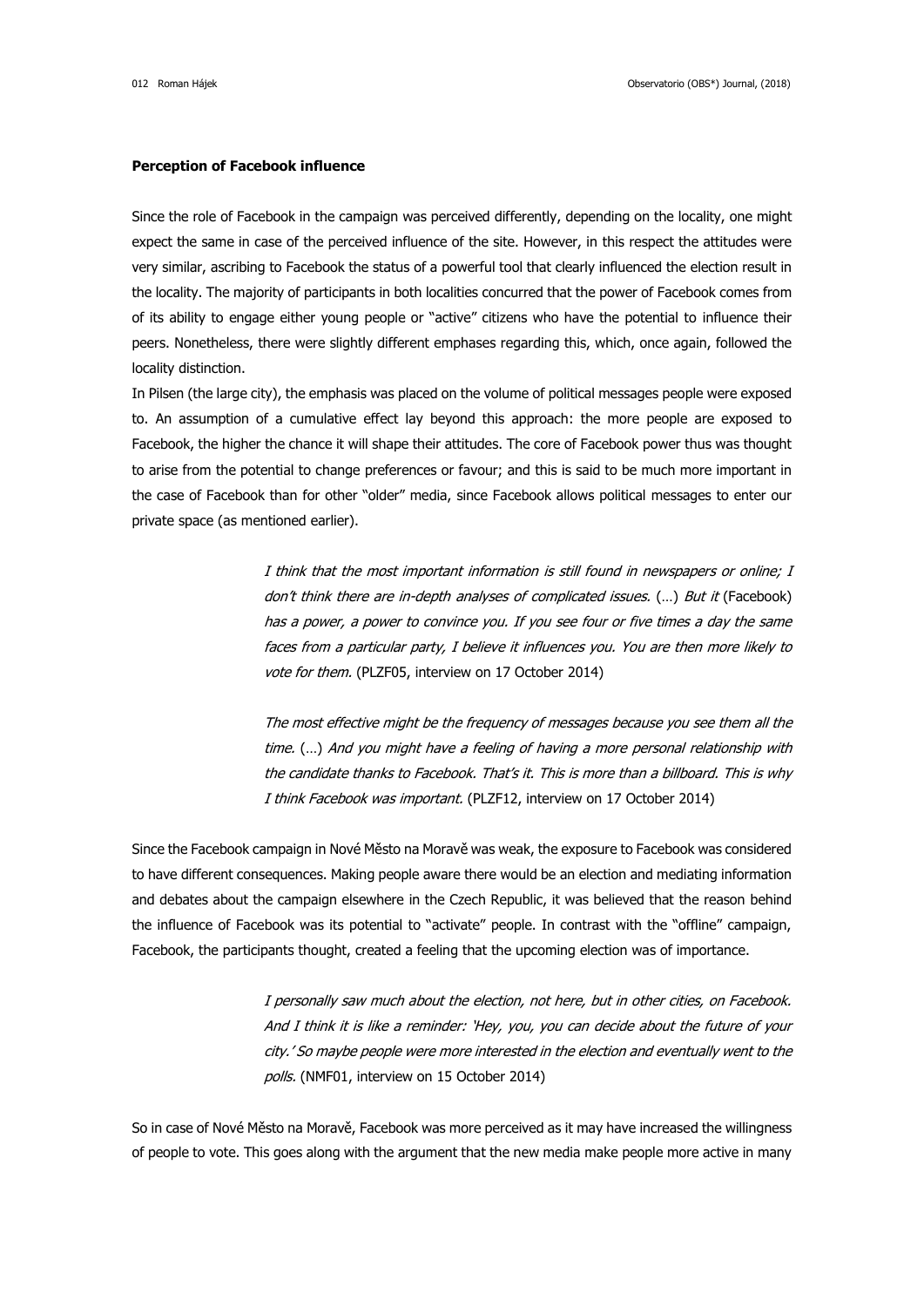**Perception of Facebook influence**

Since the role of Facebook in the campaign was perceived differently, depending on the locality, one might expect the same in case of the perceived influence of the site. However, in this respect the attitudes were very similar, ascribing to Facebook the status of a powerful tool that clearly influenced the election result in the locality. The majority of participants in both localities concurred that the power of Facebook comes from of its ability to engage either young people or "active" citizens who have the potential to influence their peers. Nonetheless, there were slightly different emphases regarding this, which, once again, followed the locality distinction.

In Pilsen (the large city), the emphasis was placed on the volume of political messages people were exposed to. An assumption of a cumulative effect lay beyond this approach: the more people are exposed to Facebook, the higher the chance it will shape their attitudes. The core of Facebook power thus was thought to arise from the potential to change preferences or favour; and this is said to be much more important in the case of Facebook than for other "older" media, since Facebook allows political messages to enter our private space (as mentioned earlier).

> *I think that the most important information is still found in newspapers or online; I don't think there are in-depth analyses of complicated issues.* (…) *But it* (Facebook) *has a power, a power to convince you. If you see four or five times a day the same faces from a particular party, I believe it influences you. You are then more likely to vote for them.* (PLZF05, interview on 17 October 2014)

> *The most effective might be the frequency of messages because you see them all the time.* (…) *And you might have a feeling of having a more personal relationship with the candidate thanks to Facebook. That's it. This is more than a billboard. This is why I think Facebook was important.* (PLZF12, interview on 17 October 2014)

Since the Facebook campaign in Nové Město na Moravě was weak, the exposure to Facebook was considered to have different consequences. Making people aware there would be an election and mediating information and debates about the campaign elsewhere in the Czech Republic, it was believed that the reason behind the influence of Facebook was its potential to "activate" people. In contrast with the "offline" campaign, Facebook, the participants thought, created a feeling that the upcoming election was of importance.

> *I personally saw much about the election, not here, but in other cities, on Facebook. And I think it is like a reminder: 'Hey, you, you can decide about the future of your city.' So maybe people were more interested in the election and eventually went to the polls.* (NMF01, interview on 15 October 2014)

So in case of Nové Město na Moravě, Facebook was more perceived as it may have increased the willingness of people to vote. This goes along with the argument that the new media make people more active in many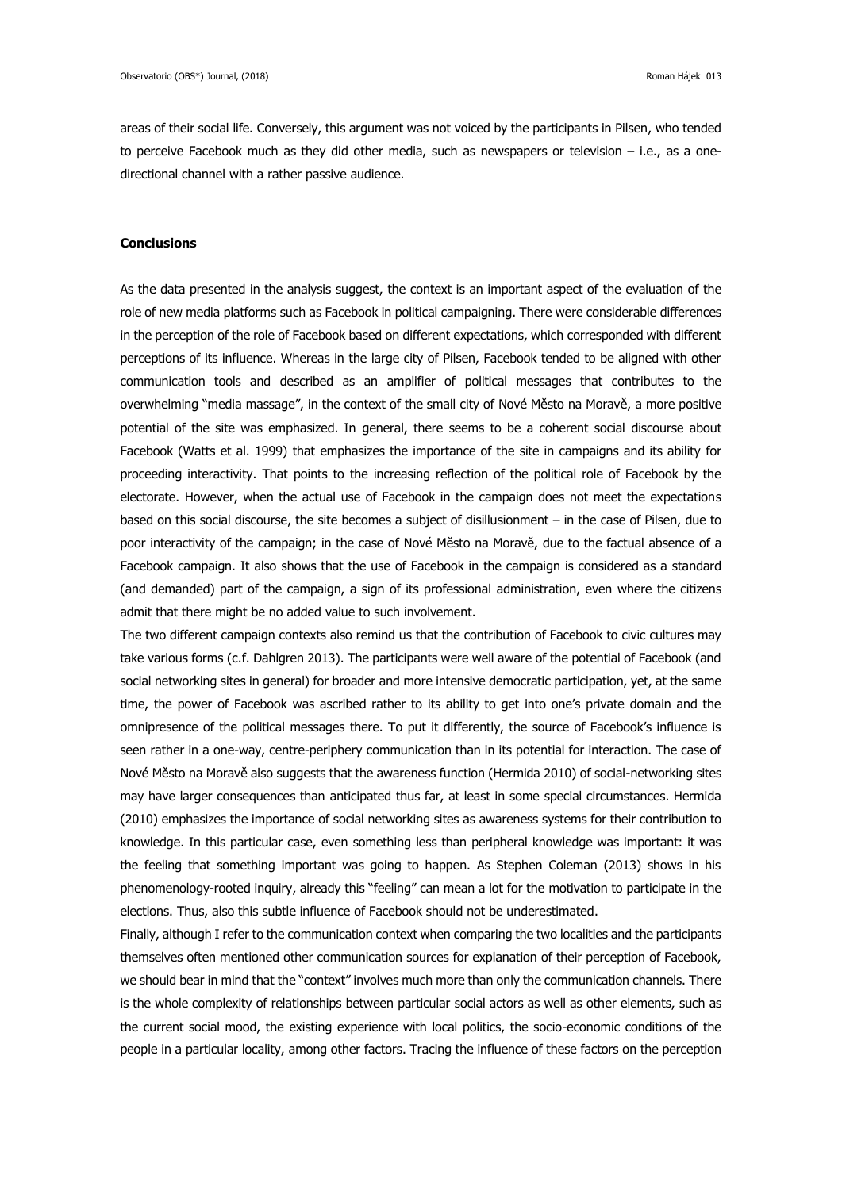areas of their social life. Conversely, this argument was not voiced by the participants in Pilsen, who tended to perceive Facebook much as they did other media, such as newspapers or television – i.e., as a one-directional channel with a rather passive audience.

## Conclusions

As the data presented in the analysis suggest, the context is an important aspect of the evaluation of the role of new media platforms such as Facebook in political campaigning. There were considerable differences in the perception of the role of Facebook based on different expectations, which corresponded with different perceptions of its influence. Whereas in the large city of Pilsen, Facebook tended to be aligned with other communication tools and described as an amplifier of political messages that contributes to the overwhelming "media massage", in the context of the small city of Nové Město na Moravě, a more positive potential of the site was emphasized. In general, there seems to be a coherent social discourse about Facebook (Watts et al. 1999) that emphasizes the importance of the site in campaigns and its ability for proceeding interactivity. That points to the increasing reflection of the political role of Facebook by the electorate. However, when the actual use of Facebook in the campaign does not meet the expectations based on this social discourse, the site becomes a subject of disillusionment – in the case of Pilsen, due to poor interactivity of the campaign; in the case of Nové Město na Moravě, due to the factual absence of a Facebook campaign. It also shows that the use of Facebook in the campaign is considered as a standard (and demanded) part of the campaign, a sign of its professional administration, even where the citizens admit that there might be no added value to such involvement.

The two different campaign contexts also remind us that the contribution of Facebook to civic cultures may take various forms (c.f. Dahlgren 2013). The participants were well aware of the potential of Facebook (and social networking sites in general) for broader and more intensive democratic participation, yet, at the same time, the power of Facebook was ascribed rather to its ability to get into one's private domain and the omnipresence of the political messages there. To put it differently, the source of Facebook's influence is seen rather in a one-way, centre-periphery communication than in its potential for interaction. The case of Nové Město na Moravě also suggests that the awareness function (Hermida 2010) of social-networking sites may have larger consequences than anticipated thus far, at least in some special circumstances. Hermida (2010) emphasizes the importance of social networking sites as awareness systems for their contribution to knowledge. In this particular case, even something less than peripheral knowledge was important: it was the feeling that something important was going to happen. As Stephen Coleman (2013) shows in his phenomenology-rooted inquiry, already this "feeling" can mean a lot for the motivation to participate in the elections. Thus, also this subtle influence of Facebook should not be underestimated.

Finally, although I refer to the communication context when comparing the two localities and the participants themselves often mentioned other communication sources for explanation of their perception of Facebook, we should bear in mind that the "context" involves much more than only the communication channels. There is the whole complexity of relationships between particular social actors as well as other elements, such as the current social mood, the existing experience with local politics, the socio-economic conditions of the people in a particular locality, among other factors. Tracing the influence of these factors on the perception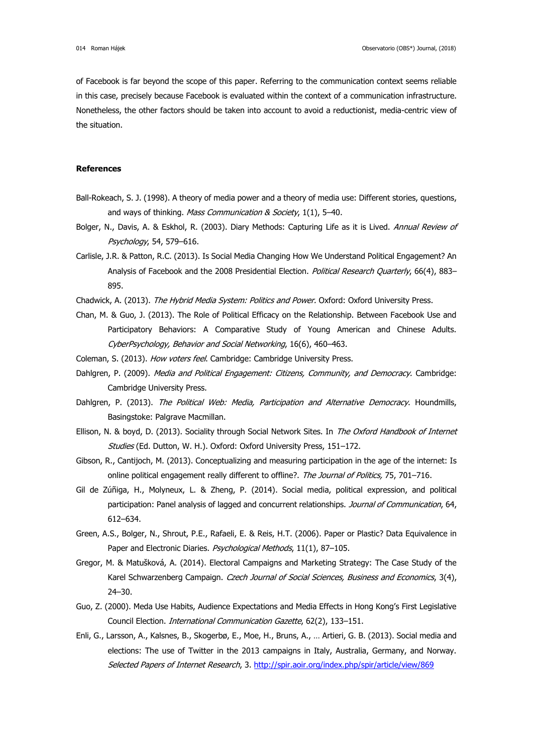of Facebook is far beyond the scope of this paper. Referring to the communication context seems reliable in this case, precisely because Facebook is evaluated within the context of a communication infrastructure. Nonetheless, the other factors should be taken into account to avoid a reductionist, media-centric view of the situation.

## References

Ball-Rokeach, S. J. (1998). A theory of media power and a theory of media use: Different stories, questions, and ways of thinking. *Mass Communication & Society*, 1(1), 5–40.

Bolger, N., Davis, A. & Eskhol, R. (2003). Diary Methods: Capturing Life as it is Lived. *Annual Review of Psychology*, 54, 579–616.

Carlisle, J.R. & Patton, R.C. (2013). Is Social Media Changing How We Understand Political Engagement? An Analysis of Facebook and the 2008 Presidential Election. *Political Research Quarterly*, 66(4), 883–895.

Chadwick, A. (2013). *The Hybrid Media System: Politics and Power*. Oxford: Oxford University Press.

Chan, M. & Guo, J. (2013). The Role of Political Efficacy on the Relationship. Between Facebook Use and Participatory Behaviors: A Comparative Study of Young American and Chinese Adults. *CyberPsychology, Behavior and Social Networking*, 16(6), 460–463.

Coleman, S. (2013). *How voters feel*. Cambridge: Cambridge University Press.

Dahlgren, P. (2009). *Media and Political Engagement: Citizens, Community, and Democracy.* Cambridge: Cambridge University Press.

Dahlgren, P. (2013). *The Political Web: Media, Participation and Alternative Democracy*. Houndmills, Basingstoke: Palgrave Macmillan.

Ellison, N. & boyd, D. (2013). Sociality through Social Network Sites. In *The Oxford Handbook of Internet Studies* (Ed. Dutton, W. H.). Oxford: Oxford University Press, 151–172.

Gibson, R., Cantijoch, M. (2013). Conceptualizing and measuring participation in the age of the internet: Is online political engagement really different to offline?. *The Journal of Politics,* 75, 701–716.

Gil de Zúñiga, H., Molyneux, L. & Zheng, P. (2014). Social media, political expression, and political participation: Panel analysis of lagged and concurrent relationships. *Journal of Communication*, 64, 612–634.

Green, A.S., Bolger, N., Shrout, P.E., Rafaeli, E. & Reis, H.T. (2006). Paper or Plastic? Data Equivalence in Paper and Electronic Diaries. *Psychological Methods*, 11(1), 87–105.

Gregor, M. & Matušková, A. (2014). Electoral Campaigns and Marketing Strategy: The Case Study of the Karel Schwarzenberg Campaign. *Czech Journal of Social Sciences, Business and Economics*, 3(4), 24–30.

Guo, Z. (2000). Meda Use Habits, Audience Expectations and Media Effects in Hong Kong's First Legislative Council Election. *International Communication Gazette*, 62(2), 133–151.

Enli, G., Larsson, A., Kalsnes, B., Skogerbø, E., Moe, H., Bruns, A., … Artieri, G. B. (2013). Social media and elections: The use of Twitter in the 2013 campaigns in Italy, Australia, Germany, and Norway. *Selected Papers of Internet Research*, 3. http://spir.aoir.org/index.php/spir/article/view/869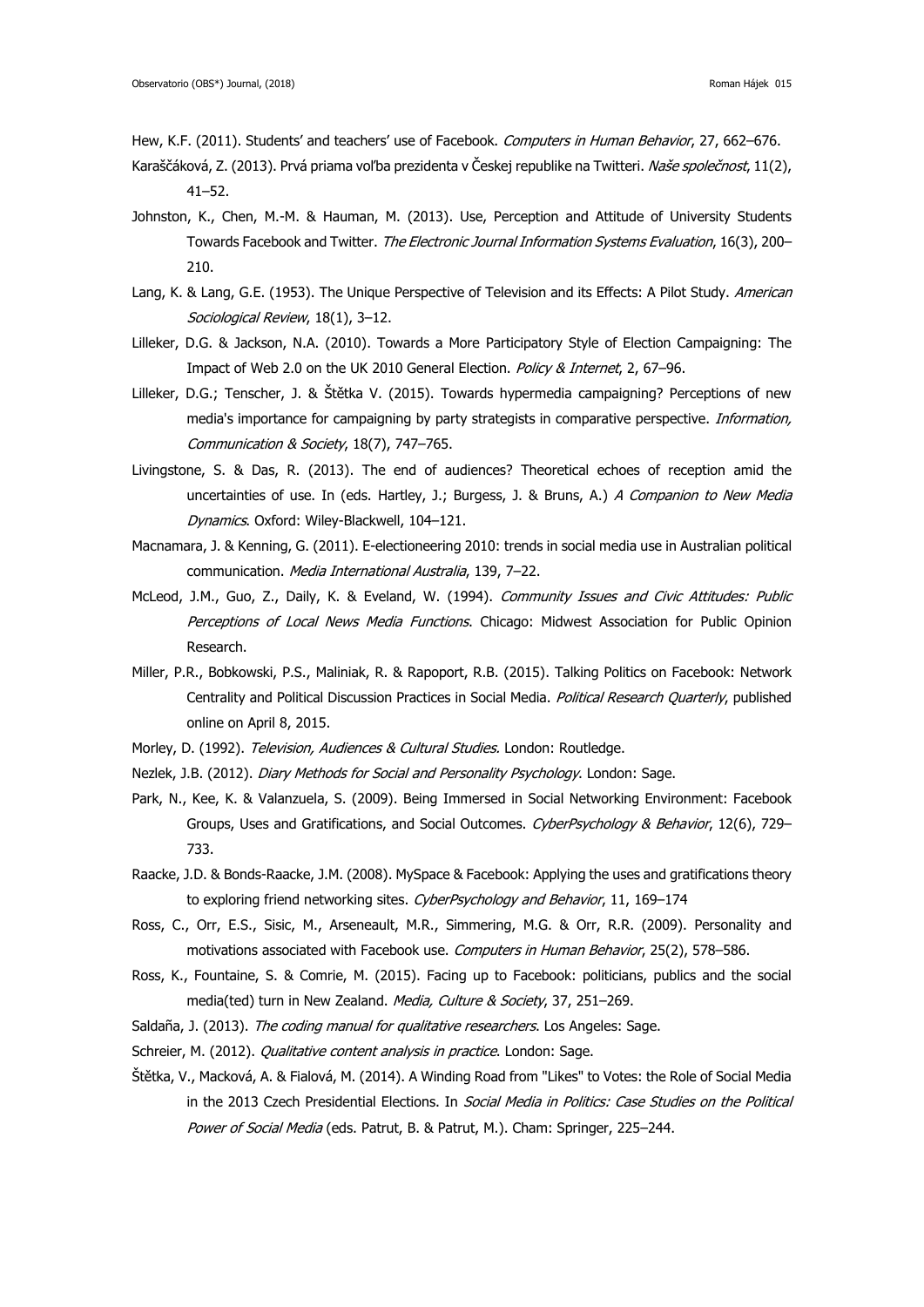Hew, K.F. (2011). Students' and teachers' use of Facebook. *Computers in Human Behavior*, 27, 662–676.

Karaščáková, Z. (2013). Prvá priama voľba prezidenta v Českej republike na Twitteri. *Naše společnost*, 11(2), 41–52.

Johnston, K., Chen, M.-M. & Hauman, M. (2013). Use, Perception and Attitude of University Students Towards Facebook and Twitter. *The Electronic Journal Information Systems Evaluation*, 16(3), 200–210.

Lang, K. & Lang, G.E. (1953). The Unique Perspective of Television and its Effects: A Pilot Study. *American Sociological Review*, 18(1), 3–12.

Lilleker, D.G. & Jackson, N.A. (2010). Towards a More Participatory Style of Election Campaigning: The Impact of Web 2.0 on the UK 2010 General Election. *Policy & Internet*, 2, 67–96.

Lilleker, D.G.; Tenscher, J. & Štětka V. (2015). Towards hypermedia campaigning? Perceptions of new media's importance for campaigning by party strategists in comparative perspective. *Information, Communication & Society*, 18(7), 747–765.

Livingstone, S. & Das, R. (2013). The end of audiences? Theoretical echoes of reception amid the uncertainties of use. In (eds. Hartley, J.; Burgess, J. & Bruns, A.) *A Companion to New Media Dynamics*. Oxford: Wiley-Blackwell, 104–121.

Macnamara, J. & Kenning, G. (2011). E-electioneering 2010: trends in social media use in Australian political communication. *Media International Australia*, 139, 7–22.

McLeod, J.M., Guo, Z., Daily, K. & Eveland, W. (1994). *Community Issues and Civic Attitudes: Public Perceptions of Local News Media Functions*. Chicago: Midwest Association for Public Opinion Research.

Miller, P.R., Bobkowski, P.S., Maliniak, R. & Rapoport, R.B. (2015). Talking Politics on Facebook: Network Centrality and Political Discussion Practices in Social Media. *Political Research Quarterly*, published online on April 8, 2015.

Morley, D. (1992). *Television, Audiences & Cultural Studies.* London: Routledge.

Nezlek, J.B. (2012). *Diary Methods for Social and Personality Psychology*. London: Sage.

Park, N., Kee, K. & Valanzuela, S. (2009). Being Immersed in Social Networking Environment: Facebook Groups, Uses and Gratifications, and Social Outcomes. *CyberPsychology & Behavior*, 12(6), 729–733.

Raacke, J.D. & Bonds-Raacke, J.M. (2008). MySpace & Facebook: Applying the uses and gratifications theory to exploring friend networking sites. *CyberPsychology and Behavior*, 11, 169–174

Ross, C., Orr, E.S., Sisic, M., Arseneault, M.R., Simmering, M.G. & Orr, R.R. (2009). Personality and motivations associated with Facebook use. *Computers in Human Behavior*, 25(2), 578–586.

Ross, K., Fountaine, S. & Comrie, M. (2015). Facing up to Facebook: politicians, publics and the social media(ted) turn in New Zealand. *Media, Culture & Society*, 37, 251–269.

Saldaña, J. (2013). *The coding manual for qualitative researchers*. Los Angeles: Sage.

Schreier, M. (2012). *Qualitative content analysis in practice*. London: Sage.

Štětka, V., Macková, A. & Fialová, M. (2014). A Winding Road from "Likes" to Votes: the Role of Social Media in the 2013 Czech Presidential Elections. In *Social Media in Politics: Case Studies on the Political Power of Social Media* (eds. Patrut, B. & Patrut, M.). Cham: Springer, 225–244.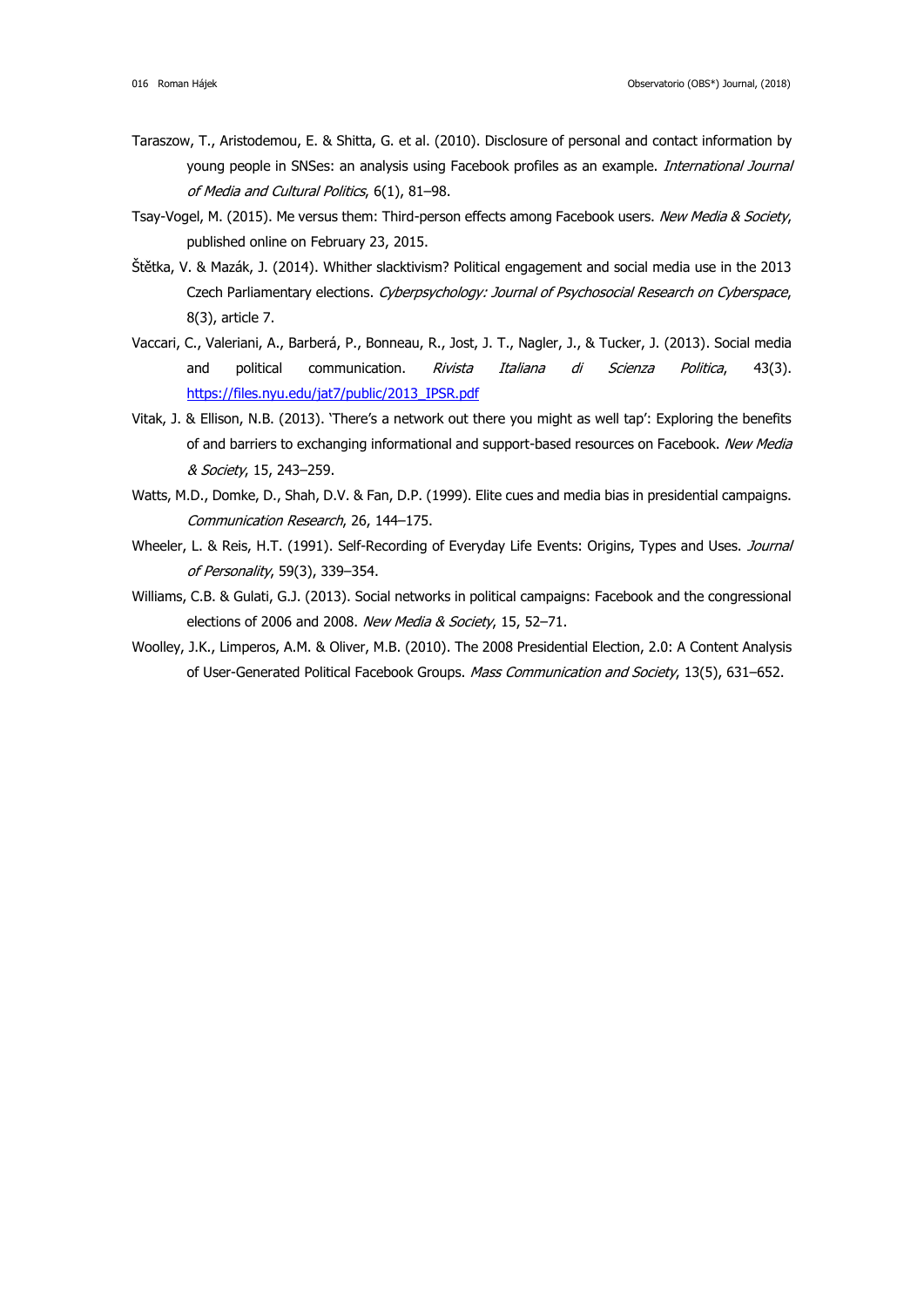Taraszow, T., Aristodemou, E. & Shitta, G. et al. (2010). Disclosure of personal and contact information by young people in SNSes: an analysis using Facebook profiles as an example. *International Journal of Media and Cultural Politics*, 6(1), 81–98.

Tsay-Vogel, M. (2015). Me versus them: Third-person effects among Facebook users. *New Media & Society*, published online on February 23, 2015.

Štětka, V. & Mazák, J. (2014). Whither slacktivism? Political engagement and social media use in the 2013 Czech Parliamentary elections. *Cyberpsychology: Journal of Psychosocial Research on Cyberspace*, 8(3), article 7.

Vaccari, C., Valeriani, A., Barberá, P., Bonneau, R., Jost, J. T., Nagler, J., & Tucker, J. (2013). Social media and political communication. *Rivista Italiana di Scienza Politica*, 43(3). https://files.nyu.edu/jat7/public/2013_IPSR.pdf

Vitak, J. & Ellison, N.B. (2013). 'There's a network out there you might as well tap': Exploring the benefits of and barriers to exchanging informational and support-based resources on Facebook. *New Media & Society*, 15, 243–259.

Watts, M.D., Domke, D., Shah, D.V. & Fan, D.P. (1999). Elite cues and media bias in presidential campaigns. *Communication Research*, 26, 144–175.

Wheeler, L. & Reis, H.T. (1991). Self-Recording of Everyday Life Events: Origins, Types and Uses. *Journal of Personality*, 59(3), 339–354.

Williams, C.B. & Gulati, G.J. (2013). Social networks in political campaigns: Facebook and the congressional elections of 2006 and 2008. *New Media & Society*, 15, 52–71.

Woolley, J.K., Limperos, A.M. & Oliver, M.B. (2010). The 2008 Presidential Election, 2.0: A Content Analysis of User-Generated Political Facebook Groups. *Mass Communication and Society*, 13(5), 631–652.